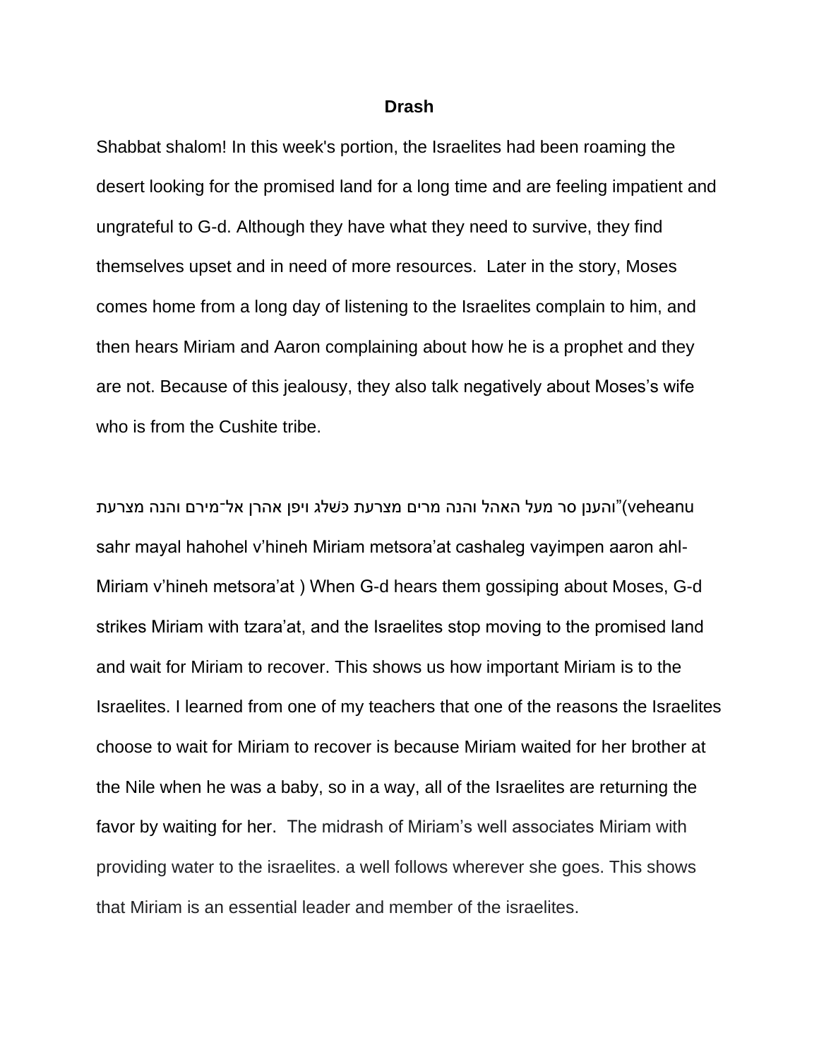**Drash**

Shabbat shalom! In this week's portion, the Israelites had been roaming the desert looking for the promised land for a long time and are feeling impatient and ungrateful to G-d. Although they have what they need to survive, they find themselves upset and in need of more resources.  Later in the story, Moses comes home from a long day of listening to the Israelites complain to him, and then hears Miriam and Aaron complaining about how he is a prophet and they are not. Because of this jealousy, they also talk negatively about Moses's wife who is from the Cushite tribe.

"והענן סר מעל האהל והנה מרים מצרעת כשלג ויפן אהרן אל־מירם והנה מצרעת (veheanu sahr mayal hahohel v'hineh Miriam metsora'at cashaleg vayimpen aaron ahl-Miriam v'hineh metsora'at ) When G-d hears them gossiping about Moses, G-d strikes Miriam with tzara'at, and the Israelites stop moving to the promised land and wait for Miriam to recover. This shows us how important Miriam is to the Israelites. I learned from one of my teachers that one of the reasons the Israelites choose to wait for Miriam to recover is because Miriam waited for her brother at the Nile when he was a baby, so in a way, all of the Israelites are returning the favor by waiting for her.  The midrash of Miriam's well associates Miriam with providing water to the israelites. a well follows wherever she goes. This shows that Miriam is an essential leader and member of the israelites.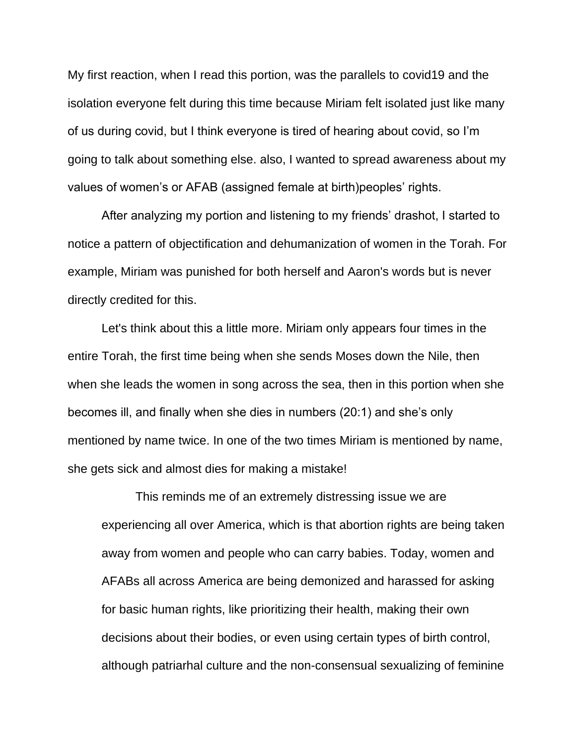My first reaction, when I read this portion, was the parallels to covid19 and the isolation everyone felt during this time because Miriam felt isolated just like many of us during covid, but I think everyone is tired of hearing about covid, so I'm going to talk about something else. also, I wanted to spread awareness about my values of women's or AFAB (assigned female at birth)peoples' rights.

After analyzing my portion and listening to my friends' drashot, I started to notice a pattern of objectification and dehumanization of women in the Torah. For example, Miriam was punished for both herself and Aaron's words but is never directly credited for this.

Let's think about this a little more. Miriam only appears four times in the entire Torah, the first time being when she sends Moses down the Nile, then when she leads the women in song across the sea, then in this portion when she becomes ill, and finally when she dies in numbers (20:1) and she's only mentioned by name twice. In one of the two times Miriam is mentioned by name, she gets sick and almost dies for making a mistake!

> This reminds me of an extremely distressing issue we are experiencing all over America, which is that abortion rights are being taken away from women and people who can carry babies. Today, women and AFABs all across America are being demonized and harassed for asking for basic human rights, like prioritizing their health, making their own decisions about their bodies, or even using certain types of birth control, although patriarhal culture and the non-consensual sexualizing of feminine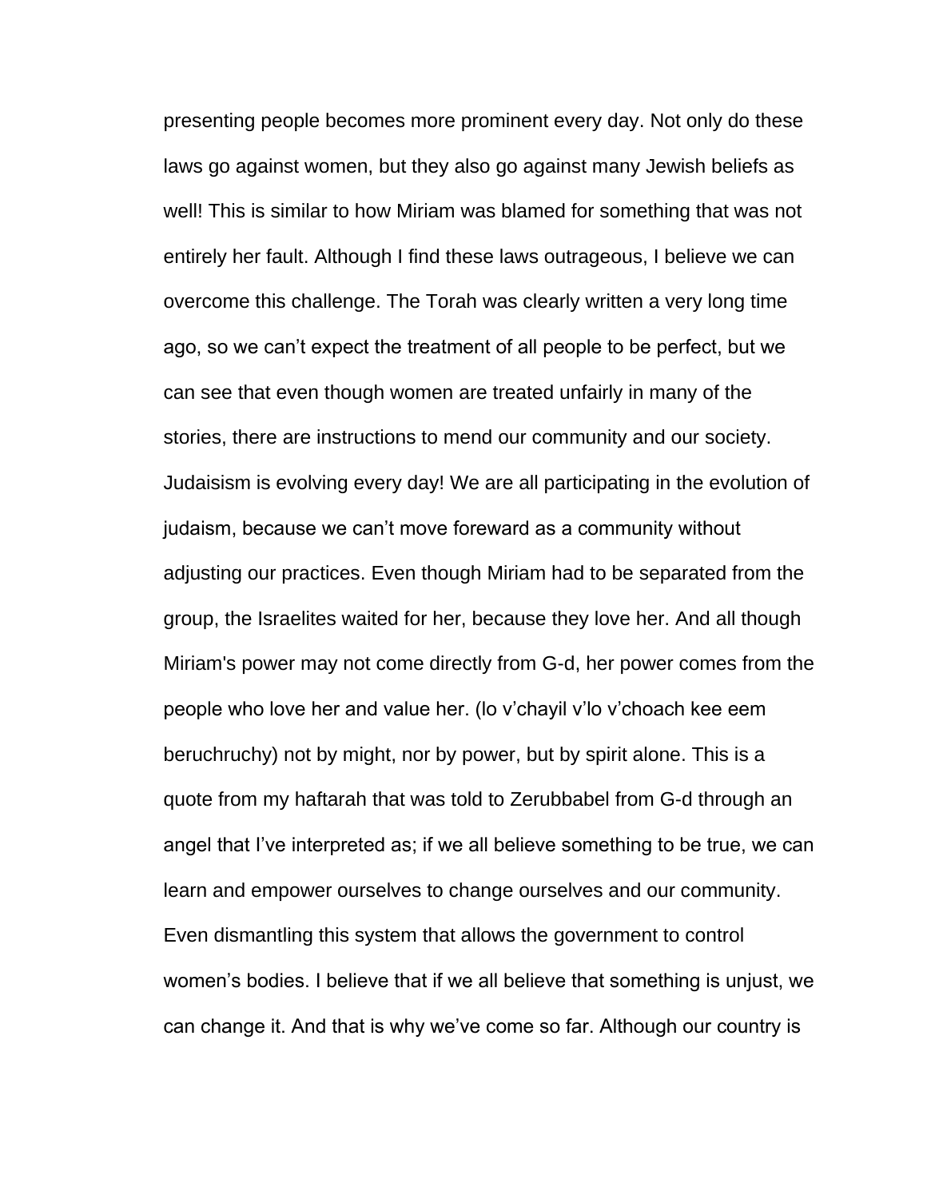presenting people becomes more prominent every day. Not only do these laws go against women, but they also go against many Jewish beliefs as well! This is similar to how Miriam was blamed for something that was not entirely her fault. Although I find these laws outrageous, I believe we can overcome this challenge. The Torah was clearly written a very long time ago, so we can't expect the treatment of all people to be perfect, but we can see that even though women are treated unfairly in many of the stories, there are instructions to mend our community and our society. Judaisism is evolving every day! We are all participating in the evolution of judaism, because we can't move foreward as a community without adjusting our practices. Even though Miriam had to be separated from the group, the Israelites waited for her, because they love her. And all though Miriam's power may not come directly from G-d, her power comes from the people who love her and value her. (lo v'chayil v'lo v'choach kee eem beruchruchy) not by might, nor by power, but by spirit alone. This is a quote from my haftarah that was told to Zerubbabel from G-d through an angel that I've interpreted as; if we all believe something to be true, we can learn and empower ourselves to change ourselves and our community. Even dismantling this system that allows the government to control women's bodies. I believe that if we all believe that something is unjust, we can change it. And that is why we've come so far. Although our country is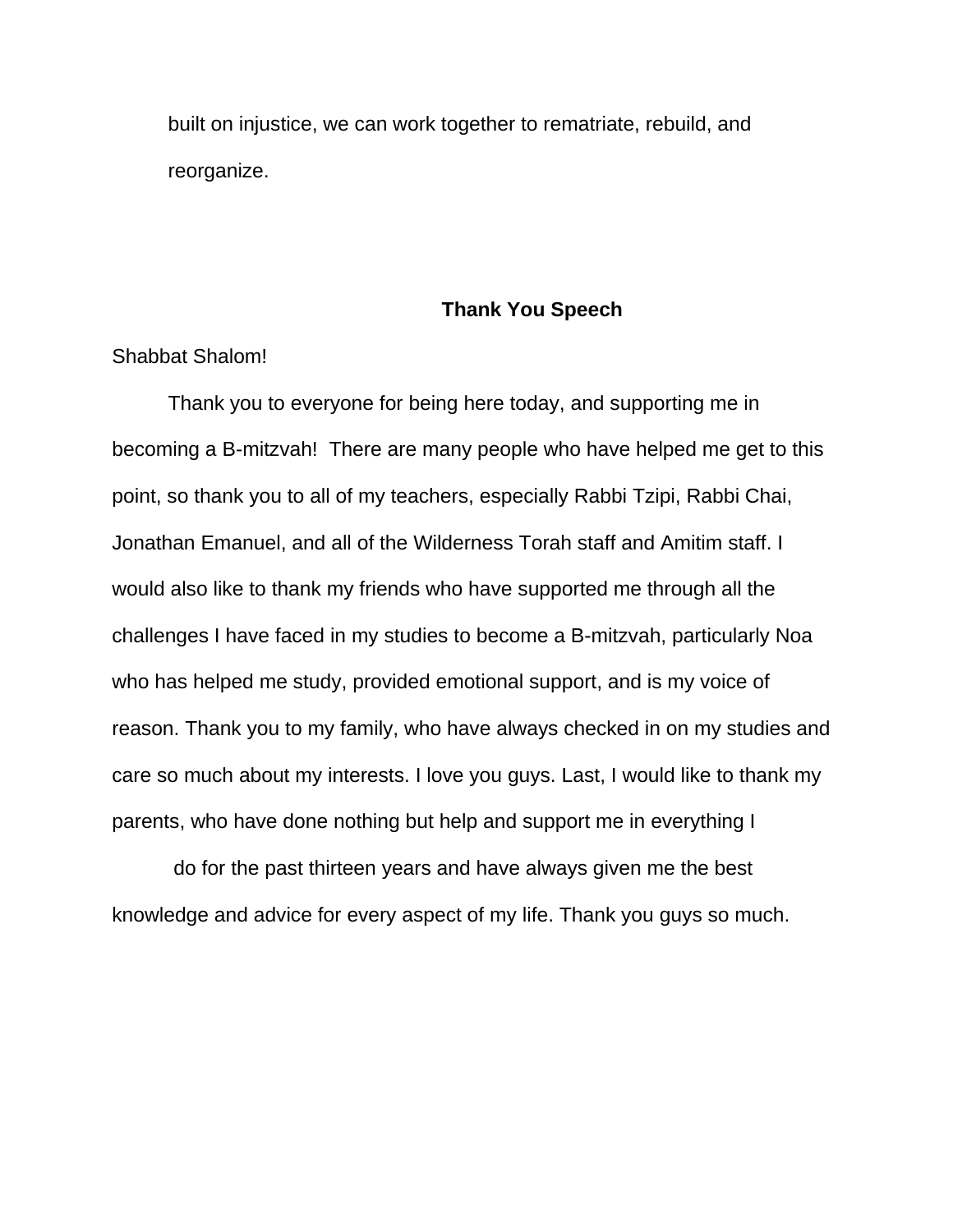built on injustice, we can work together to rematriate, rebuild, and reorganize.

## Thank You Speech

Shabbat Shalom!

Thank you to everyone for being here today, and supporting me in becoming a B-mitzvah!  There are many people who have helped me get to this point, so thank you to all of my teachers, especially Rabbi Tzipi, Rabbi Chai, Jonathan Emanuel, and all of the Wilderness Torah staff and Amitim staff. I would also like to thank my friends who have supported me through all the challenges I have faced in my studies to become a B-mitzvah, particularly Noa who has helped me study, provided emotional support, and is my voice of reason. Thank you to my family, who have always checked in on my studies and care so much about my interests. I love you guys. Last, I would like to thank my parents, who have done nothing but help and support me in everything I do for the past thirteen years and have always given me the best knowledge and advice for every aspect of my life. Thank you guys so much.